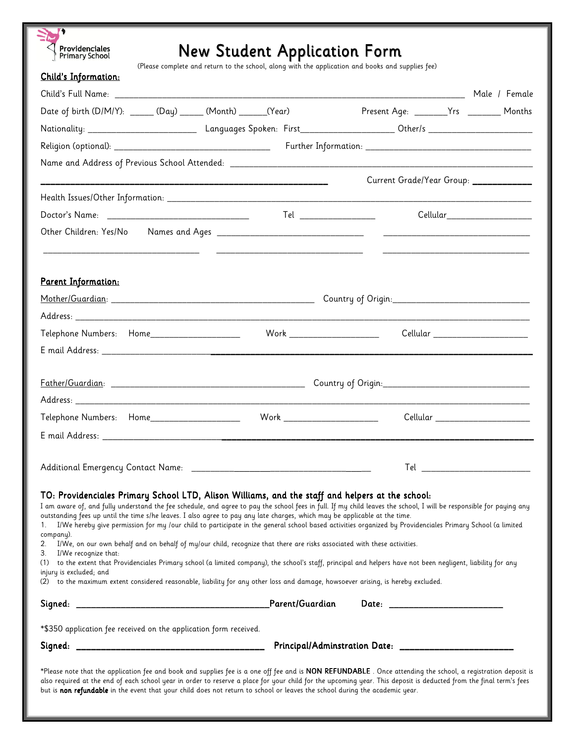Providenciales Primary School

# New Student Application Form

(Please complete and return to the school, along with the application and books and supplies fee)

## Child's Information:

Child's Full Name: ______________________________________________ Male / Female

Date of birth (D/M/Y): _____ (Day) _____ (Month) ______(Year) Present Age: _______Yrs _______ Months

Nationality: ______________________ Languages Spoken: First___________________ Other/s ______________________

Religion (optional): ________________________________ Further Information: __________________________________

Name and Address of Previous School Attended: ______________________________________________________________

________________________________________________________ Current Grade/Year Group: ___________

Health Issues/Other Information: ______________________________________________________________________

Doctor's Name: ____________________________ Tel ________________ Cellular__________________

Other Children: Yes/No Names and Ages _____________________________ _____________________________

_____________________________ _____________________________ _____________________________

## Parent Information:

Mother/Guardian: __________________________________________ Country of Origin:____________________________

Address: ______________________________________________________________________________________

Telephone Numbers: Home___________________ Work ___________________ Cellular ____________________

E mail Address: _________________________________________________________________________________

Father/Guardian: _________________________________________ Country of Origin:_______________________________

Address: ______________________________________________________________________________________

Telephone Numbers: Home___________________ Work ____________________ Cellular ____________________

E mail Address: _________________________________________________________________________________

Additional Emergency Contact Name: _____________________________________ Tel _______________________

**TO: Providenciales Primary School LTD, Alison Williams, and the staff and helpers at the school:**

I am aware of, and fully understand the fee schedule, and agree to pay the school fees in full. If my child leaves the school, I will be responsible for paying any outstanding fees up until the time s/he leaves. I also agree to pay any late charges, which may be applicable at the time.

1. I/We hereby give permission for my /our child to participate in the general school based activities organized by Providenciales Primary School (a limited company).
2. I/We, on our own behalf and on behalf of my/our child, recognize that there are risks associated with these activities.
3. I/We recognize that:

(1) to the extent that Providenciales Primary school (a limited company), the school's staff, principal and helpers have not been negligent, liability for any injury is excluded; and

(2) to the maximum extent considered reasonable, liability for any other loss and damage, howsoever arising, is hereby excluded.

**Signed:** ________________________________________**Parent/Guardian** **Date:** _______________________

*$350 application fee received on the application form received.

**Signed:** ______________________________________ **Principal/Adminstration Date:** _______________________

*Please note that the application fee and book and supplies fee is a one off fee and is **NON REFUNDABLE** . Once attending the school, a registration deposit is also required at the end of each school year in order to reserve a place for your child for the upcoming year. This deposit is deducted from the final term's fees but is **non refundable** in the event that your child does not return to school or leaves the school during the academic year.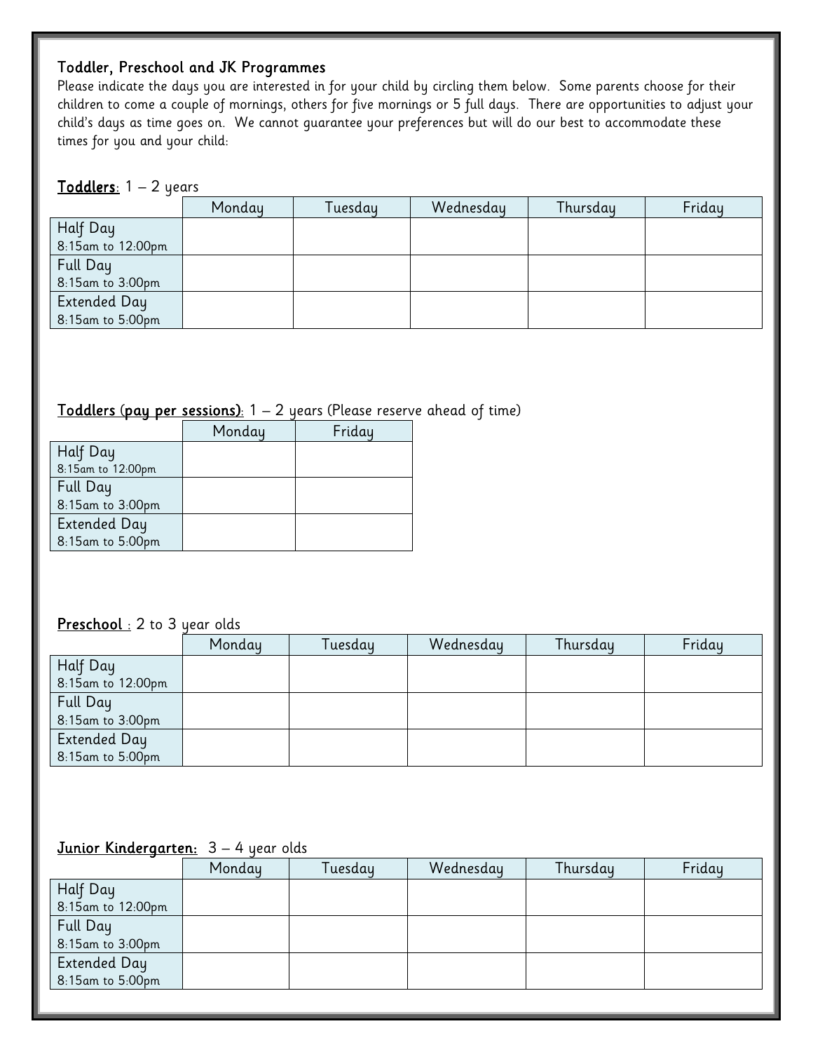## Toddler, Preschool and JK Programmes

Please indicate the days you are interested in for your child by circling them below. Some parents choose for their children to come a couple of mornings, others for five mornings or 5 full days. There are opportunities to adjust your child's days as time goes on. We cannot guarantee your preferences but will do our best to accommodate these times for you and your child:

**<u>Toddlers</u>**: 1 – 2 years

| | Monday | Tuesday | Wednesday | Thursday | Friday |
|---|---|---|---|---|---|
| Half Day 8:15am to 12:00pm | | | | | |
| Full Day 8:15am to 3:00pm | | | | | |
| Extended Day 8:15am to 5:00pm | | | | | |

**<u>Toddlers (pay per sessions)</u>**: 1 – 2 years (Please reserve ahead of time)

| | Monday | Friday |
|---|---|---|
| Half Day 8:15am to 12:00pm | | |
| Full Day 8:15am to 3:00pm | | |
| Extended Day 8:15am to 5:00pm | | |

**<u>Preschool</u>** : 2 to 3 year olds

| | Monday | Tuesday | Wednesday | Thursday | Friday |
|---|---|---|---|---|---|
| Half Day 8:15am to 12:00pm | | | | | |
| Full Day 8:15am to 3:00pm | | | | | |
| Extended Day 8:15am to 5:00pm | | | | | |

**<u>Junior Kindergarten:</u>** 3 – 4 year olds

| | Monday | Tuesday | Wednesday | Thursday | Friday |
|---|---|---|---|---|---|
| Half Day 8:15am to 12:00pm | | | | | |
| Full Day 8:15am to 3:00pm | | | | | |
| Extended Day 8:15am to 5:00pm | | | | | |